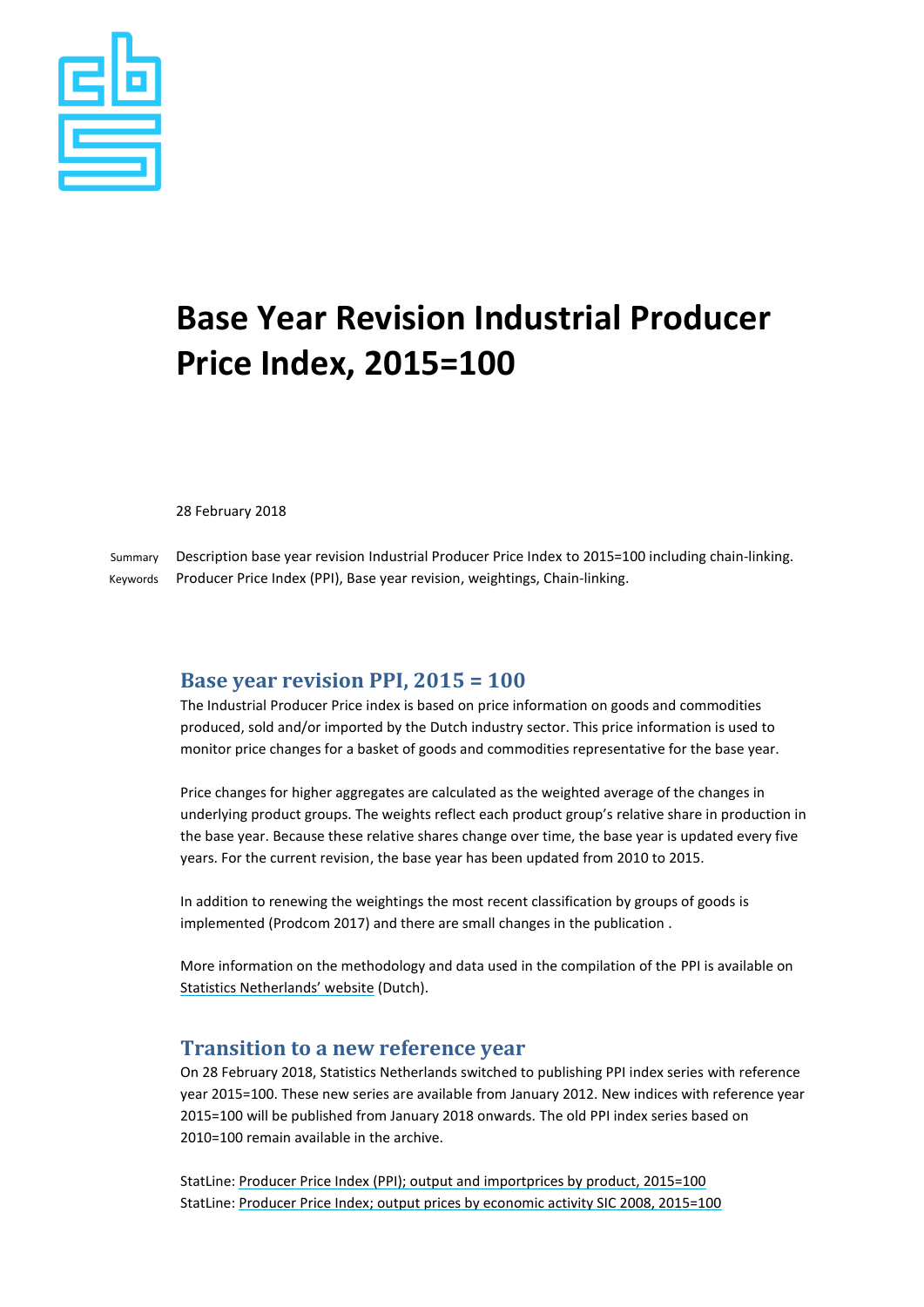# Base Year Revision Industrial Producer Price Index, 2015=100

28 February 2018

Summary Description base year revision Industrial Producer Price Index to 2015=100 including chain-linking.

Keywords Producer Price Index (PPI), Base year revision, weightings, Chain-linking.

## Base year revision PPI, 2015 = 100

The Industrial Producer Price index is based on price information on goods and commodities produced, sold and/or imported by the Dutch industry sector. This price information is used to monitor price changes for a basket of goods and commodities representative for the base year.

Price changes for higher aggregates are calculated as the weighted average of the changes in underlying product groups. The weights reflect each product group's relative share in production in the base year. Because these relative shares change over time, the base year is updated every five years. For the current revision, the base year has been updated from 2010 to 2015.

In addition to renewing the weightings the most recent classification by groups of goods is implemented (Prodcom 2017) and there are small changes in the publication .

More information on the methodology and data used in the compilation of the PPI is available on Statistics Netherlands' website (Dutch).

## Transition to a new reference year

On 28 February 2018, Statistics Netherlands switched to publishing PPI index series with reference year 2015=100. These new series are available from January 2012. New indices with reference year 2015=100 will be published from January 2018 onwards. The old PPI index series based on 2010=100 remain available in the archive.

StatLine: Producer Price Index (PPI); output and importprices by product, 2015=100
StatLine: Producer Price Index; output prices by economic activity SIC 2008, 2015=100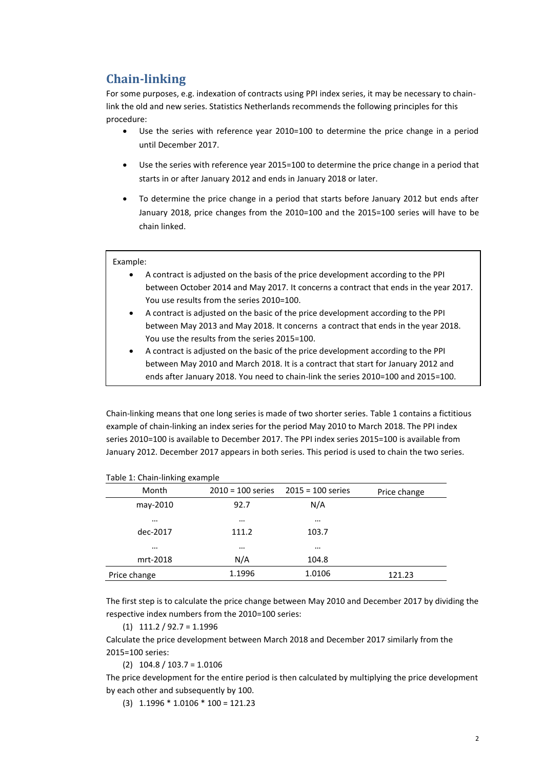## Chain-linking

For some purposes, e.g. indexation of contracts using PPI index series, it may be necessary to chain-link the old and new series. Statistics Netherlands recommends the following principles for this procedure:

- Use the series with reference year 2010=100 to determine the price change in a period until December 2017.
- Use the series with reference year 2015=100 to determine the price change in a period that starts in or after January 2012 and ends in January 2018 or later.
- To determine the price change in a period that starts before January 2012 but ends after January 2018, price changes from the 2010=100 and the 2015=100 series will have to be chain linked.

> Example:
>
> - A contract is adjusted on the basis of the price development according to the PPI between October 2014 and May 2017. It concerns a contract that ends in the year 2017. You use results from the series 2010=100.
> - A contract is adjusted on the basic of the price development according to the PPI between May 2013 and May 2018. It concerns a contract that ends in the year 2018. You use the results from the series 2015=100.
> - A contract is adjusted on the basic of the price development according to the PPI between May 2010 and March 2018. It is a contract that start for January 2012 and ends after January 2018. You need to chain-link the series 2010=100 and 2015=100.

Chain-linking means that one long series is made of two shorter series. Table 1 contains a fictitious example of chain-linking an index series for the period May 2010 to March 2018. The PPI index series 2010=100 is available to December 2017. The PPI index series 2015=100 is available from January 2012. December 2017 appears in both series. This period is used to chain the two series.

Table 1: Chain-linking example

| Month | 2010 = 100 series | 2015 = 100 series | Price change |
|---|---|---|---|
| may-2010 | 92.7 | N/A | |
| … | … | … | |
| dec-2017 | 111.2 | 103.7 | |
| … | … | … | |
| mrt-2018 | N/A | 104.8 | |
| Price change | 1.1996 | 1.0106 | 121.23 |

The first step is to calculate the price change between May 2010 and December 2017 by dividing the respective index numbers from the 2010=100 series:

(1) $111.2 / 92.7 = 1.1996$

Calculate the price development between March 2018 and December 2017 similarly from the 2015=100 series:

(2) $104.8 / 103.7 = 1.0106$

The price development for the entire period is then calculated by multiplying the price development by each other and subsequently by 100.

(3) $1.1996 * 1.0106 * 100 = 121.23$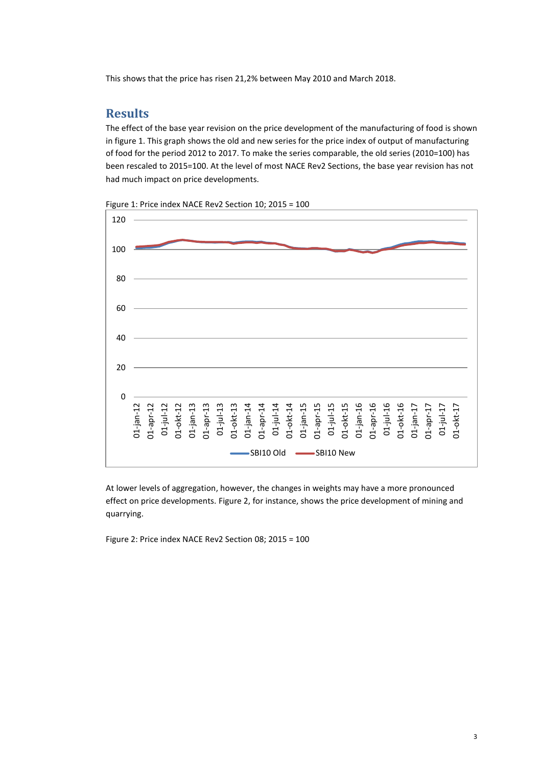This shows that the price has risen 21,2% between May 2010 and March 2018.

## Results

The effect of the base year revision on the price development of the manufacturing of food is shown in figure 1. This graph shows the old and new series for the price index of output of manufacturing of food for the period 2012 to 2017. To make the series comparable, the old series (2010=100) has been rescaled to 2015=100. At the level of most NACE Rev2 Sections, the base year revision has not had much impact on price developments.

Figure 1: Price index NACE Rev2 Section 10; 2015 = 100

At lower levels of aggregation, however, the changes in weights may have a more pronounced effect on price developments. Figure 2, for instance, shows the price development of mining and quarrying.

Figure 2: Price index NACE Rev2 Section 08; 2015 = 100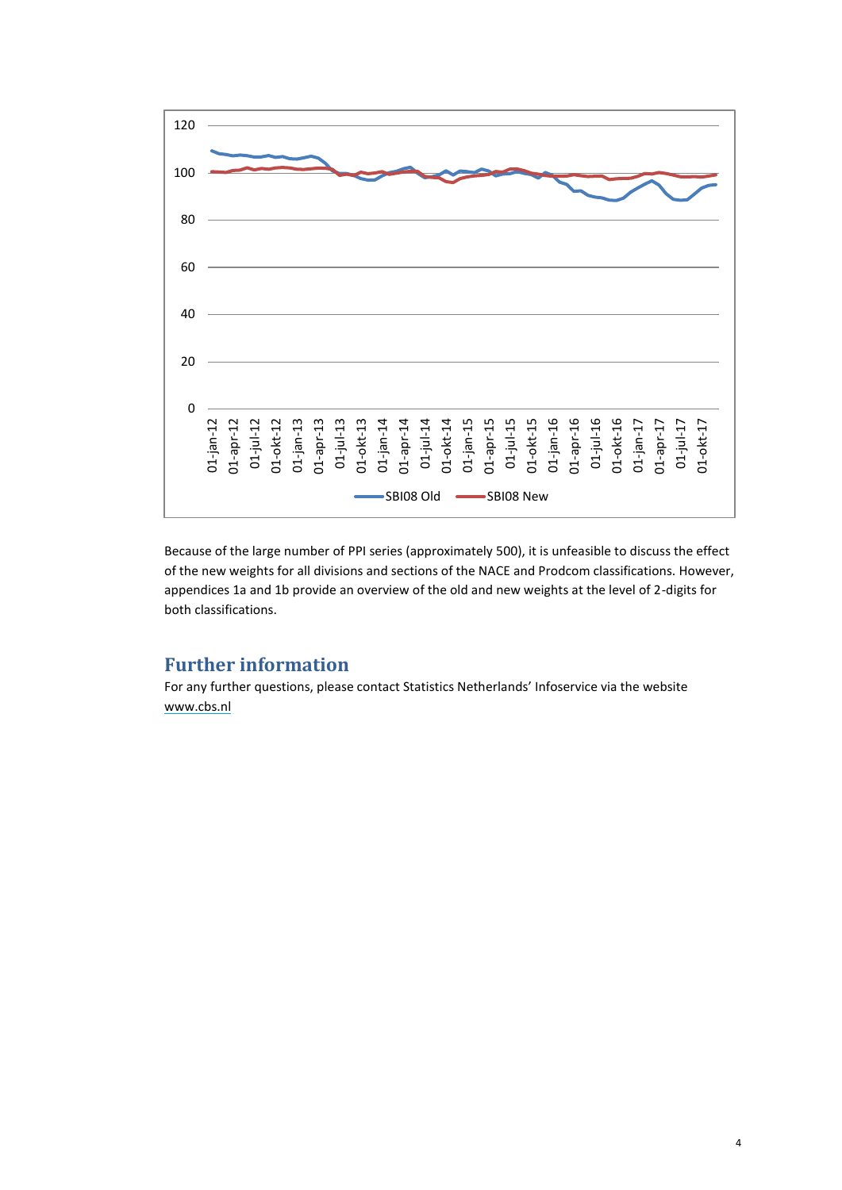Because of the large number of PPI series (approximately 500), it is unfeasible to discuss the effect of the new weights for all divisions and sections of the NACE and Prodcom classifications. However, appendices 1a and 1b provide an overview of the old and new weights at the level of 2-digits for both classifications.

## Further information

For any further questions, please contact Statistics Netherlands' Infoservice via the website www.cbs.nl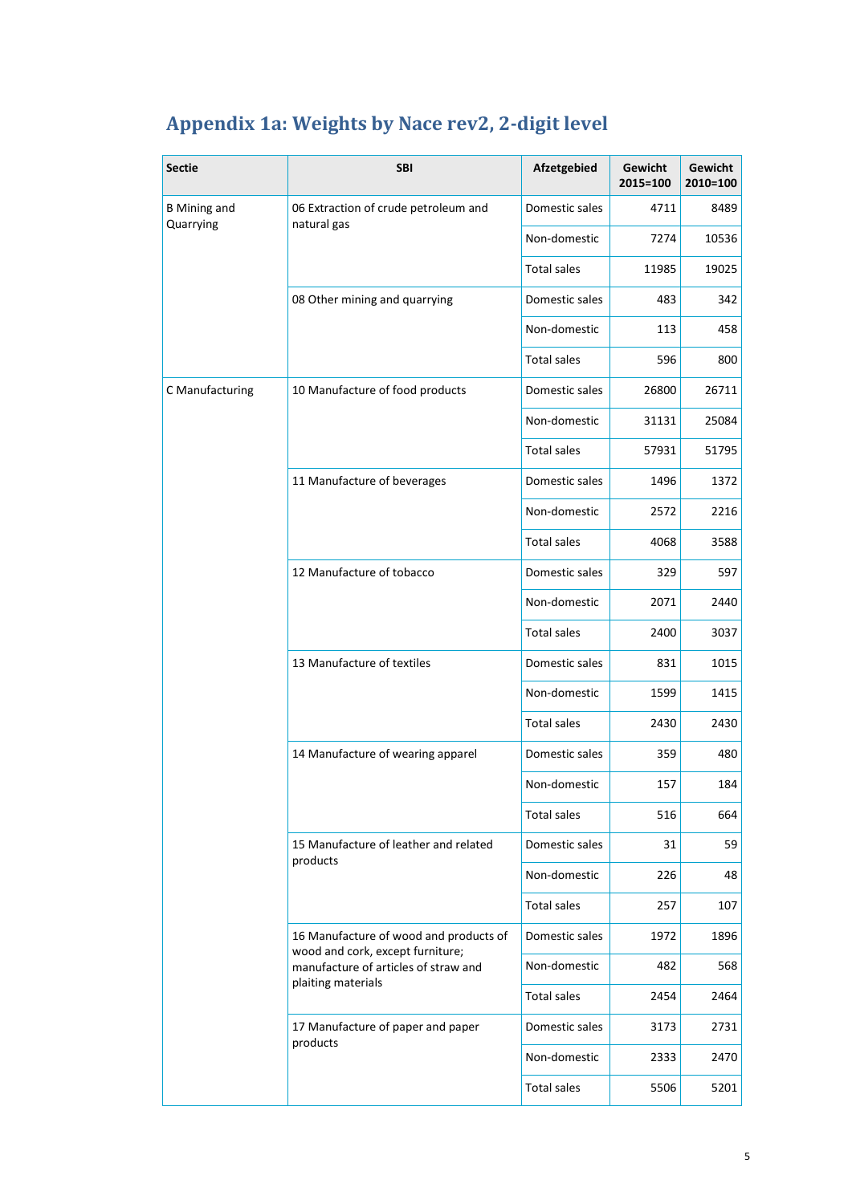## Appendix 1a: Weights by Nace rev2, 2-digit level

| Sectie | SBI | Afzetgebied | Gewicht 2015=100 | Gewicht 2010=100 |
|---|---|---|---|---|
| B Mining and Quarrying | 06 Extraction of crude petroleum and natural gas | Domestic sales | 4711 | 8489 |
| | | Non-domestic | 7274 | 10536 |
| | | Total sales | 11985 | 19025 |
| | 08 Other mining and quarrying | Domestic sales | 483 | 342 |
| | | Non-domestic | 113 | 458 |
| | | Total sales | 596 | 800 |
| C Manufacturing | 10 Manufacture of food products | Domestic sales | 26800 | 26711 |
| | | Non-domestic | 31131 | 25084 |
| | | Total sales | 57931 | 51795 |
| | 11 Manufacture of beverages | Domestic sales | 1496 | 1372 |
| | | Non-domestic | 2572 | 2216 |
| | | Total sales | 4068 | 3588 |
| | 12 Manufacture of tobacco | Domestic sales | 329 | 597 |
| | | Non-domestic | 2071 | 2440 |
| | | Total sales | 2400 | 3037 |
| | 13 Manufacture of textiles | Domestic sales | 831 | 1015 |
| | | Non-domestic | 1599 | 1415 |
| | | Total sales | 2430 | 2430 |
| | 14 Manufacture of wearing apparel | Domestic sales | 359 | 480 |
| | | Non-domestic | 157 | 184 |
| | | Total sales | 516 | 664 |
| | 15 Manufacture of leather and related products | Domestic sales | 31 | 59 |
| | | Non-domestic | 226 | 48 |
| | | Total sales | 257 | 107 |
| | 16 Manufacture of wood and products of wood and cork, except furniture; manufacture of articles of straw and plaiting materials | Domestic sales | 1972 | 1896 |
| | | Non-domestic | 482 | 568 |
| | | Total sales | 2454 | 2464 |
| | 17 Manufacture of paper and paper products | Domestic sales | 3173 | 2731 |
| | | Non-domestic | 2333 | 2470 |
| | | Total sales | 5506 | 5201 |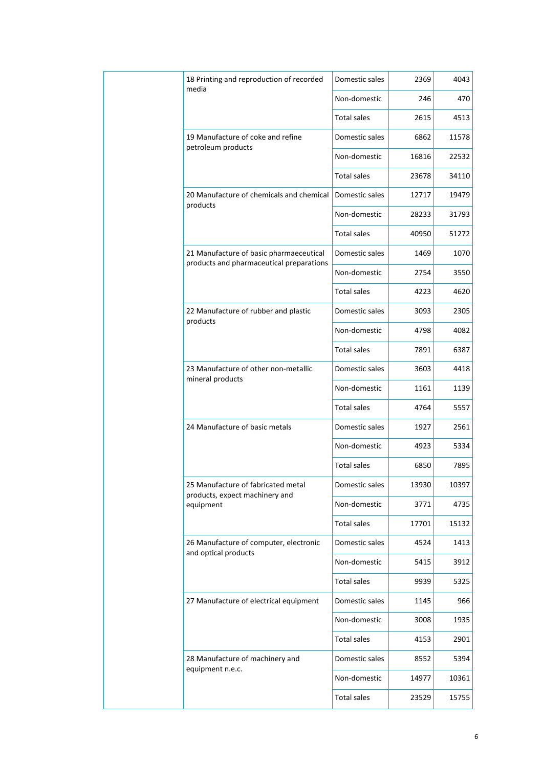| | | | | |
|---|---|---|---|---|
| | 18 Printing and reproduction of recorded media | Domestic sales | 2369 | 4043 |
| | | Non-domestic | 246 | 470 |
| | | Total sales | 2615 | 4513 |
| | 19 Manufacture of coke and refine petroleum products | Domestic sales | 6862 | 11578 |
| | | Non-domestic | 16816 | 22532 |
| | | Total sales | 23678 | 34110 |
| | 20 Manufacture of chemicals and chemical products | Domestic sales | 12717 | 19479 |
| | | Non-domestic | 28233 | 31793 |
| | | Total sales | 40950 | 51272 |
| | 21 Manufacture of basic pharmaeceutical products and pharmaceutical preparations | Domestic sales | 1469 | 1070 |
| | | Non-domestic | 2754 | 3550 |
| | | Total sales | 4223 | 4620 |
| | 22 Manufacture of rubber and plastic products | Domestic sales | 3093 | 2305 |
| | | Non-domestic | 4798 | 4082 |
| | | Total sales | 7891 | 6387 |
| | 23 Manufacture of other non-metallic mineral products | Domestic sales | 3603 | 4418 |
| | | Non-domestic | 1161 | 1139 |
| | | Total sales | 4764 | 5557 |
| | 24 Manufacture of basic metals | Domestic sales | 1927 | 2561 |
| | | Non-domestic | 4923 | 5334 |
| | | Total sales | 6850 | 7895 |
| | 25 Manufacture of fabricated metal products, expect machinery and equipment | Domestic sales | 13930 | 10397 |
| | | Non-domestic | 3771 | 4735 |
| | | Total sales | 17701 | 15132 |
| | 26 Manufacture of computer, electronic and optical products | Domestic sales | 4524 | 1413 |
| | | Non-domestic | 5415 | 3912 |
| | | Total sales | 9939 | 5325 |
| | 27 Manufacture of electrical equipment | Domestic sales | 1145 | 966 |
| | | Non-domestic | 3008 | 1935 |
| | | Total sales | 4153 | 2901 |
| | 28 Manufacture of machinery and equipment n.e.c. | Domestic sales | 8552 | 5394 |
| | | Non-domestic | 14977 | 10361 |
| | | Total sales | 23529 | 15755 |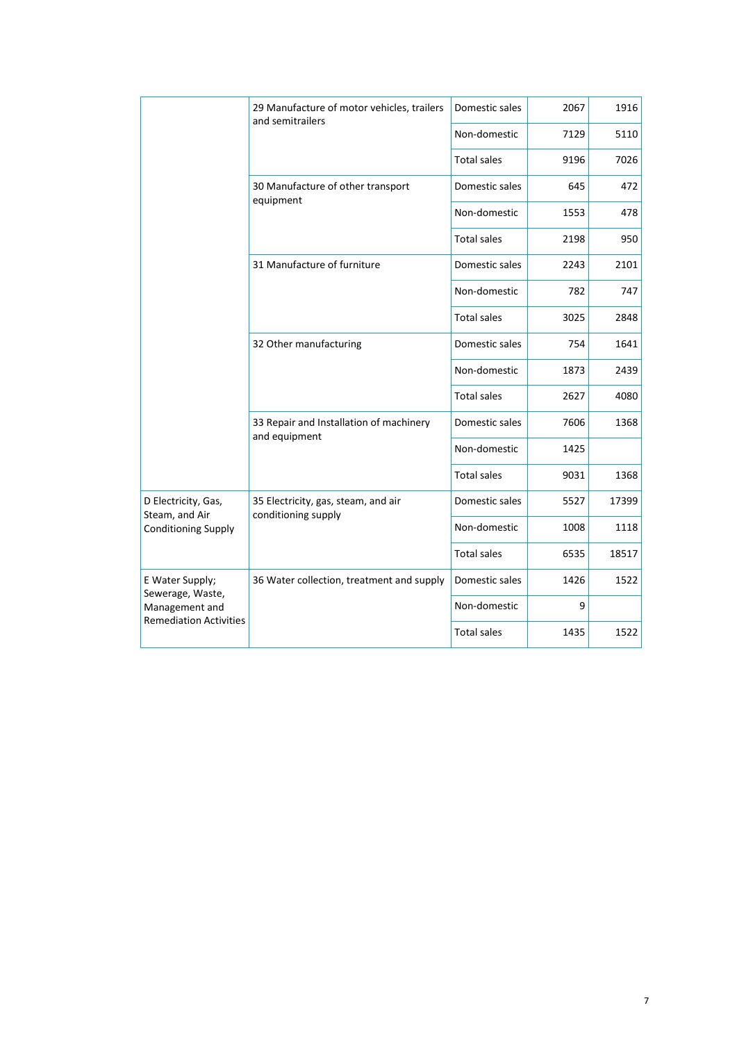| | | | | |
|---|---|---|---|---|
| | 29 Manufacture of motor vehicles, trailers and semitrailers | Domestic sales | 2067 | 1916 |
| | | Non-domestic | 7129 | 5110 |
| | | Total sales | 9196 | 7026 |
| | 30 Manufacture of other transport equipment | Domestic sales | 645 | 472 |
| | | Non-domestic | 1553 | 478 |
| | | Total sales | 2198 | 950 |
| | 31 Manufacture of furniture | Domestic sales | 2243 | 2101 |
| | | Non-domestic | 782 | 747 |
| | | Total sales | 3025 | 2848 |
| | 32 Other manufacturing | Domestic sales | 754 | 1641 |
| | | Non-domestic | 1873 | 2439 |
| | | Total sales | 2627 | 4080 |
| | 33 Repair and Installation of machinery and equipment | Domestic sales | 7606 | 1368 |
| | | Non-domestic | 1425 | |
| | | Total sales | 9031 | 1368 |
| D Electricity, Gas, Steam, and Air Conditioning Supply | 35 Electricity, gas, steam, and air conditioning supply | Domestic sales | 5527 | 17399 |
| | | Non-domestic | 1008 | 1118 |
| | | Total sales | 6535 | 18517 |
| E Water Supply; Sewerage, Waste, Management and Remediation Activities | 36 Water collection, treatment and supply | Domestic sales | 1426 | 1522 |
| | | Non-domestic | 9 | |
| | | Total sales | 1435 | 1522 |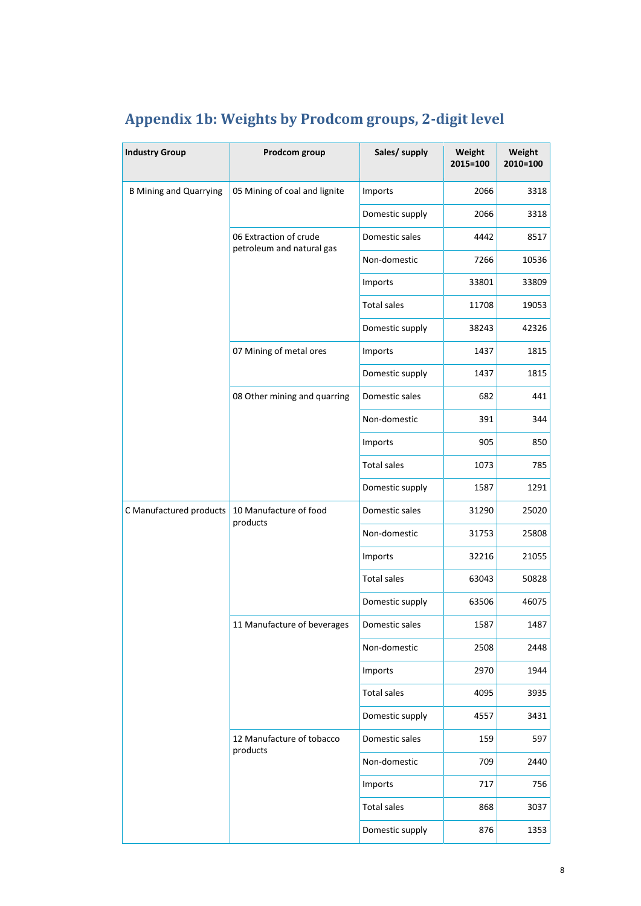# Appendix 1b: Weights by Prodcom groups, 2-digit level

| Industry Group | Prodcom group | Sales/ supply | Weight 2015=100 | Weight 2010=100 |
|---|---|---|---|---|
| B Mining and Quarrying | 05 Mining of coal and lignite | Imports | 2066 | 3318 |
| | | Domestic supply | 2066 | 3318 |
| | 06 Extraction of crude petroleum and natural gas | Domestic sales | 4442 | 8517 |
| | | Non-domestic | 7266 | 10536 |
| | | Imports | 33801 | 33809 |
| | | Total sales | 11708 | 19053 |
| | | Domestic supply | 38243 | 42326 |
| | 07 Mining of metal ores | Imports | 1437 | 1815 |
| | | Domestic supply | 1437 | 1815 |
| | 08 Other mining and quarring | Domestic sales | 682 | 441 |
| | | Non-domestic | 391 | 344 |
| | | Imports | 905 | 850 |
| | | Total sales | 1073 | 785 |
| | | Domestic supply | 1587 | 1291 |
| C Manufactured products | 10 Manufacture of food products | Domestic sales | 31290 | 25020 |
| | | Non-domestic | 31753 | 25808 |
| | | Imports | 32216 | 21055 |
| | | Total sales | 63043 | 50828 |
| | | Domestic supply | 63506 | 46075 |
| | 11 Manufacture of beverages | Domestic sales | 1587 | 1487 |
| | | Non-domestic | 2508 | 2448 |
| | | Imports | 2970 | 1944 |
| | | Total sales | 4095 | 3935 |
| | | Domestic supply | 4557 | 3431 |
| | 12 Manufacture of tobacco products | Domestic sales | 159 | 597 |
| | | Non-domestic | 709 | 2440 |
| | | Imports | 717 | 756 |
| | | Total sales | 868 | 3037 |
| | | Domestic supply | 876 | 1353 |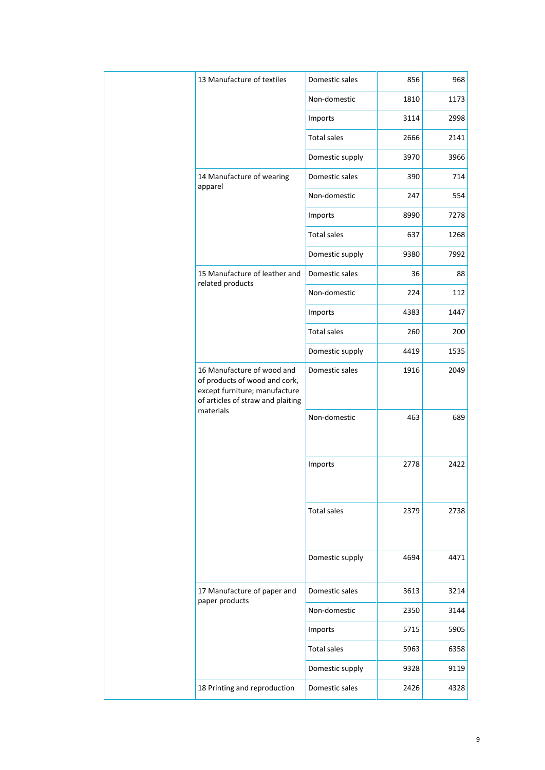| | | | | |
|---|---|---|---|---|
| | 13 Manufacture of textiles | Domestic sales | 856 | 968 |
| | | Non-domestic | 1810 | 1173 |
| | | Imports | 3114 | 2998 |
| | | Total sales | 2666 | 2141 |
| | | Domestic supply | 3970 | 3966 |
| | 14 Manufacture of wearing apparel | Domestic sales | 390 | 714 |
| | | Non-domestic | 247 | 554 |
| | | Imports | 8990 | 7278 |
| | | Total sales | 637 | 1268 |
| | | Domestic supply | 9380 | 7992 |
| | 15 Manufacture of leather and related products | Domestic sales | 36 | 88 |
| | | Non-domestic | 224 | 112 |
| | | Imports | 4383 | 1447 |
| | | Total sales | 260 | 200 |
| | | Domestic supply | 4419 | 1535 |
| | 16 Manufacture of wood and of products of wood and cork, except furniture; manufacture of articles of straw and plaiting materials | Domestic sales | 1916 | 2049 |
| | | Non-domestic | 463 | 689 |
| | | Imports | 2778 | 2422 |
| | | Total sales | 2379 | 2738 |
| | | Domestic supply | 4694 | 4471 |
| | 17 Manufacture of paper and paper products | Domestic sales | 3613 | 3214 |
| | | Non-domestic | 2350 | 3144 |
| | | Imports | 5715 | 5905 |
| | | Total sales | 5963 | 6358 |
| | | Domestic supply | 9328 | 9119 |
| | 18 Printing and reproduction | Domestic sales | 2426 | 4328 |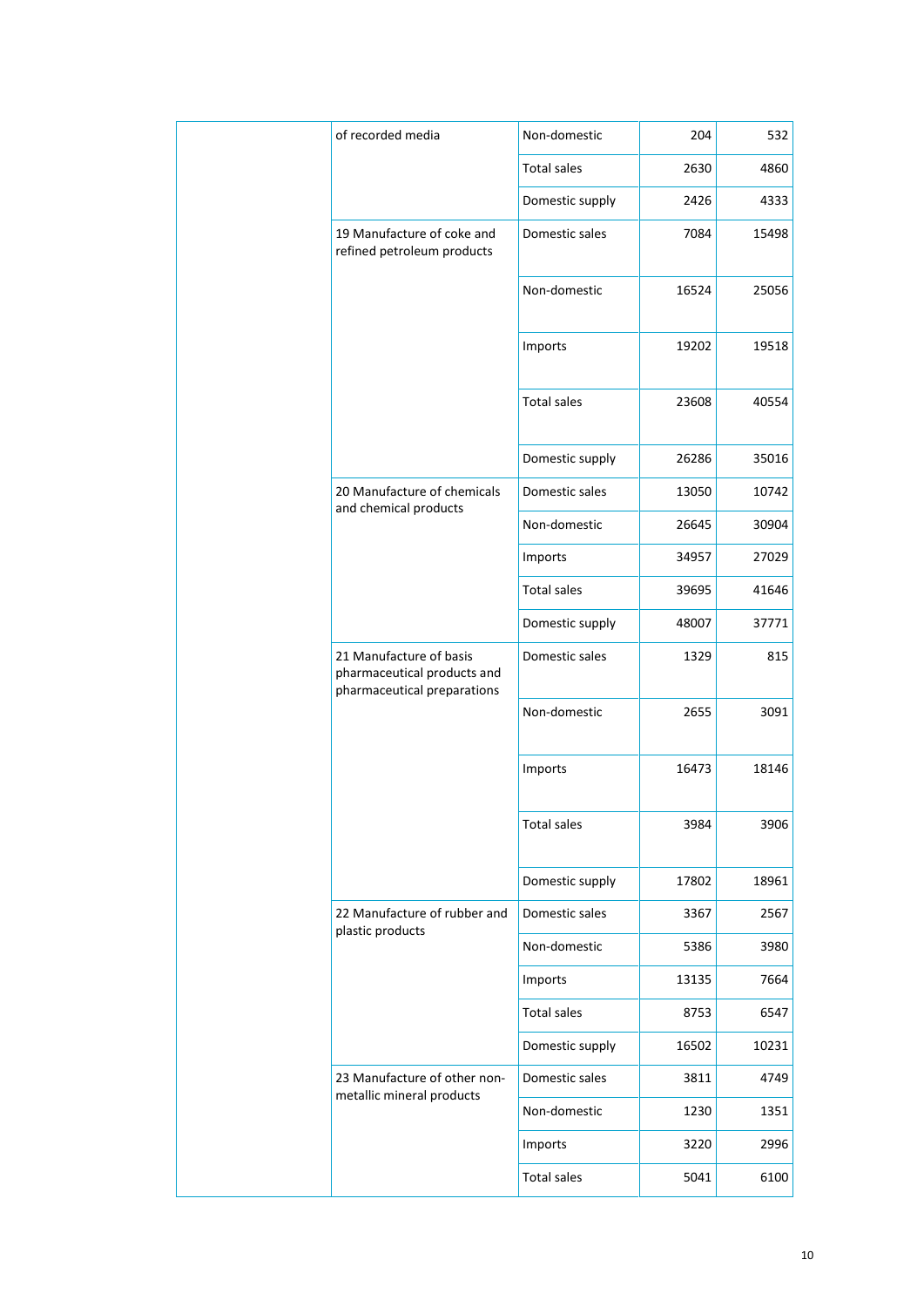| | | | | |
|---|---|---|---|---|
| | of recorded media | Non-domestic | 204 | 532 |
| | | Total sales | 2630 | 4860 |
| | | Domestic supply | 2426 | 4333 |
| | 19 Manufacture of coke and refined petroleum products | Domestic sales | 7084 | 15498 |
| | | Non-domestic | 16524 | 25056 |
| | | Imports | 19202 | 19518 |
| | | Total sales | 23608 | 40554 |
| | | Domestic supply | 26286 | 35016 |
| | 20 Manufacture of chemicals and chemical products | Domestic sales | 13050 | 10742 |
| | | Non-domestic | 26645 | 30904 |
| | | Imports | 34957 | 27029 |
| | | Total sales | 39695 | 41646 |
| | | Domestic supply | 48007 | 37771 |
| | 21 Manufacture of basis pharmaceutical products and pharmaceutical preparations | Domestic sales | 1329 | 815 |
| | | Non-domestic | 2655 | 3091 |
| | | Imports | 16473 | 18146 |
| | | Total sales | 3984 | 3906 |
| | | Domestic supply | 17802 | 18961 |
| | 22 Manufacture of rubber and plastic products | Domestic sales | 3367 | 2567 |
| | | Non-domestic | 5386 | 3980 |
| | | Imports | 13135 | 7664 |
| | | Total sales | 8753 | 6547 |
| | | Domestic supply | 16502 | 10231 |
| | 23 Manufacture of other non-metallic mineral products | Domestic sales | 3811 | 4749 |
| | | Non-domestic | 1230 | 1351 |
| | | Imports | 3220 | 2996 |
| | | Total sales | 5041 | 6100 |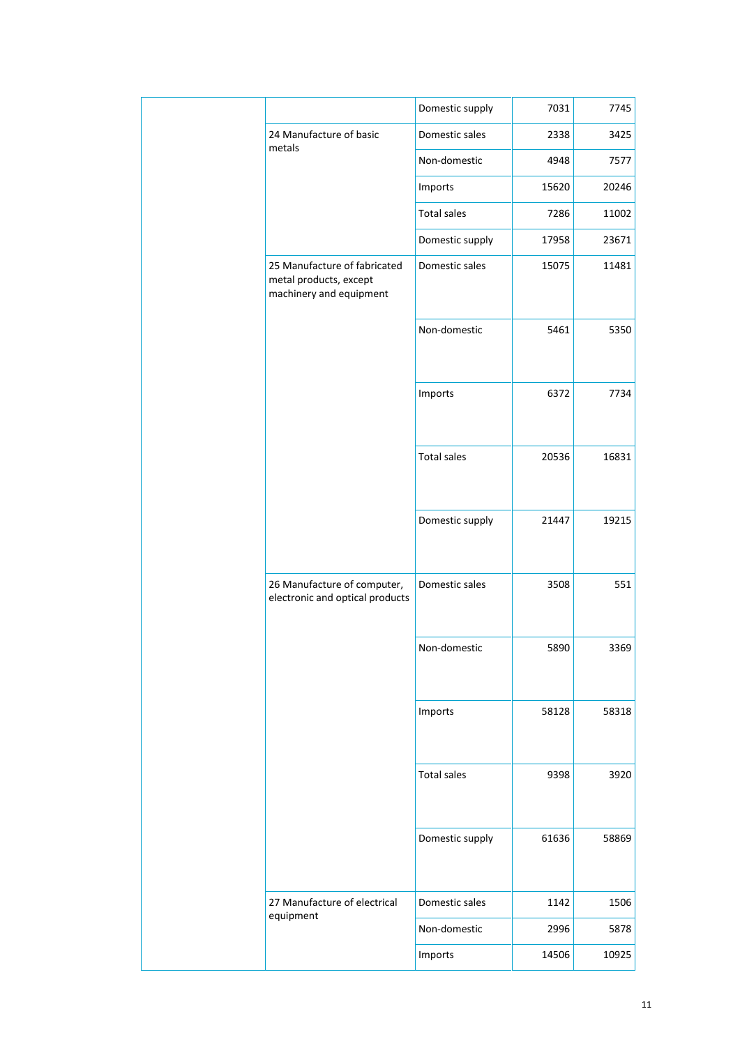| | | | | |
|---|---|---|---|---|
| | | Domestic supply | 7031 | 7745 |
| | 24 Manufacture of basic metals | Domestic sales | 2338 | 3425 |
| | | Non-domestic | 4948 | 7577 |
| | | Imports | 15620 | 20246 |
| | | Total sales | 7286 | 11002 |
| | | Domestic supply | 17958 | 23671 |
| | 25 Manufacture of fabricated metal products, except machinery and equipment | Domestic sales | 15075 | 11481 |
| | | Non-domestic | 5461 | 5350 |
| | | Imports | 6372 | 7734 |
| | | Total sales | 20536 | 16831 |
| | | Domestic supply | 21447 | 19215 |
| | 26 Manufacture of computer, electronic and optical products | Domestic sales | 3508 | 551 |
| | | Non-domestic | 5890 | 3369 |
| | | Imports | 58128 | 58318 |
| | | Total sales | 9398 | 3920 |
| | | Domestic supply | 61636 | 58869 |
| | 27 Manufacture of electrical equipment | Domestic sales | 1142 | 1506 |
| | | Non-domestic | 2996 | 5878 |
| | | Imports | 14506 | 10925 |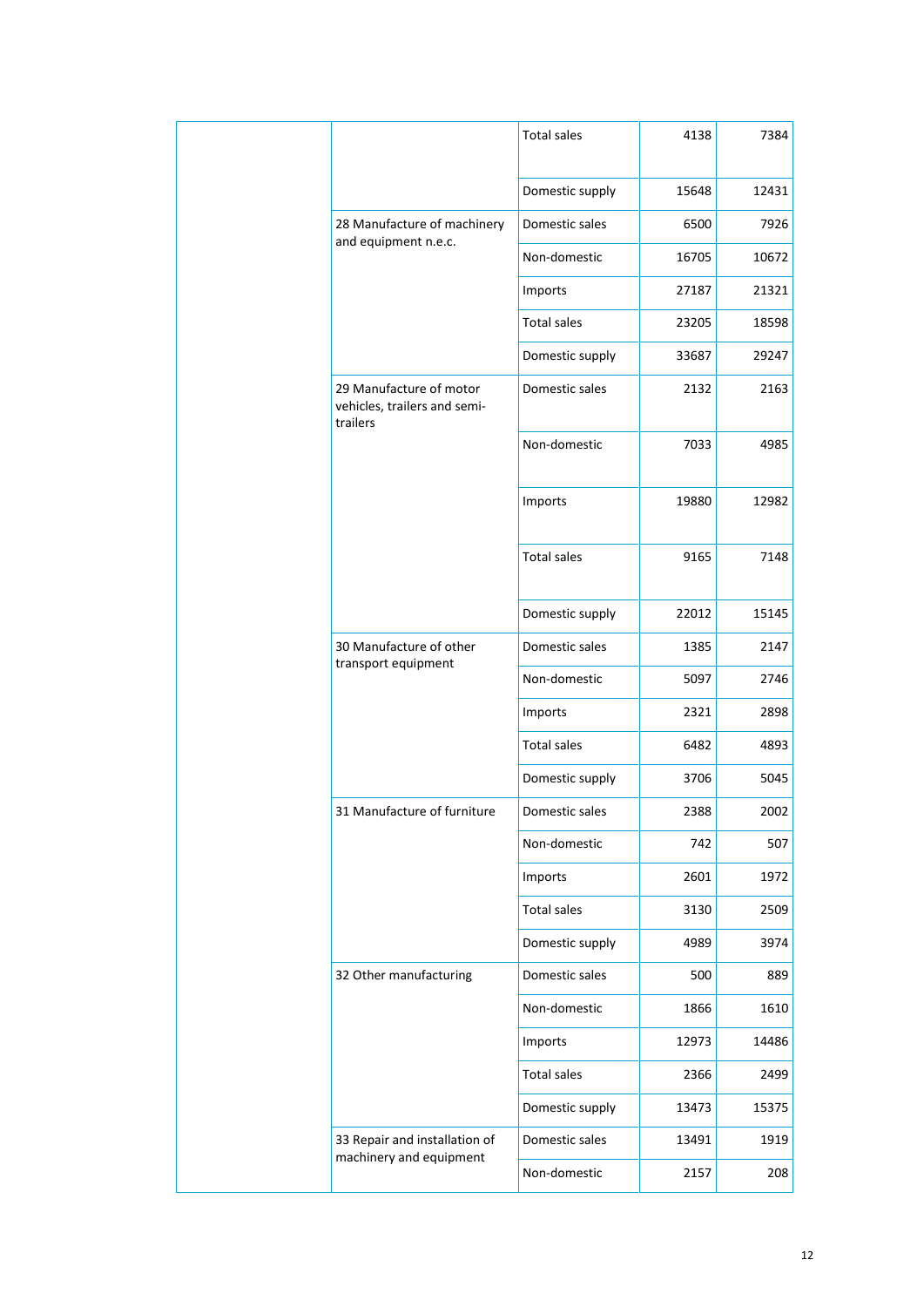| | | | | |
|---|---|---|---|---|
| | | Total sales | 4138 | 7384 |
| | | Domestic supply | 15648 | 12431 |
| | 28 Manufacture of machinery and equipment n.e.c. | Domestic sales | 6500 | 7926 |
| | | Non-domestic | 16705 | 10672 |
| | | Imports | 27187 | 21321 |
| | | Total sales | 23205 | 18598 |
| | | Domestic supply | 33687 | 29247 |
| | 29 Manufacture of motor vehicles, trailers and semi-trailers | Domestic sales | 2132 | 2163 |
| | | Non-domestic | 7033 | 4985 |
| | | Imports | 19880 | 12982 |
| | | Total sales | 9165 | 7148 |
| | | Domestic supply | 22012 | 15145 |
| | 30 Manufacture of other transport equipment | Domestic sales | 1385 | 2147 |
| | | Non-domestic | 5097 | 2746 |
| | | Imports | 2321 | 2898 |
| | | Total sales | 6482 | 4893 |
| | | Domestic supply | 3706 | 5045 |
| | 31 Manufacture of furniture | Domestic sales | 2388 | 2002 |
| | | Non-domestic | 742 | 507 |
| | | Imports | 2601 | 1972 |
| | | Total sales | 3130 | 2509 |
| | | Domestic supply | 4989 | 3974 |
| | 32 Other manufacturing | Domestic sales | 500 | 889 |
| | | Non-domestic | 1866 | 1610 |
| | | Imports | 12973 | 14486 |
| | | Total sales | 2366 | 2499 |
| | | Domestic supply | 13473 | 15375 |
| | 33 Repair and installation of machinery and equipment | Domestic sales | 13491 | 1919 |
| | | Non-domestic | 2157 | 208 |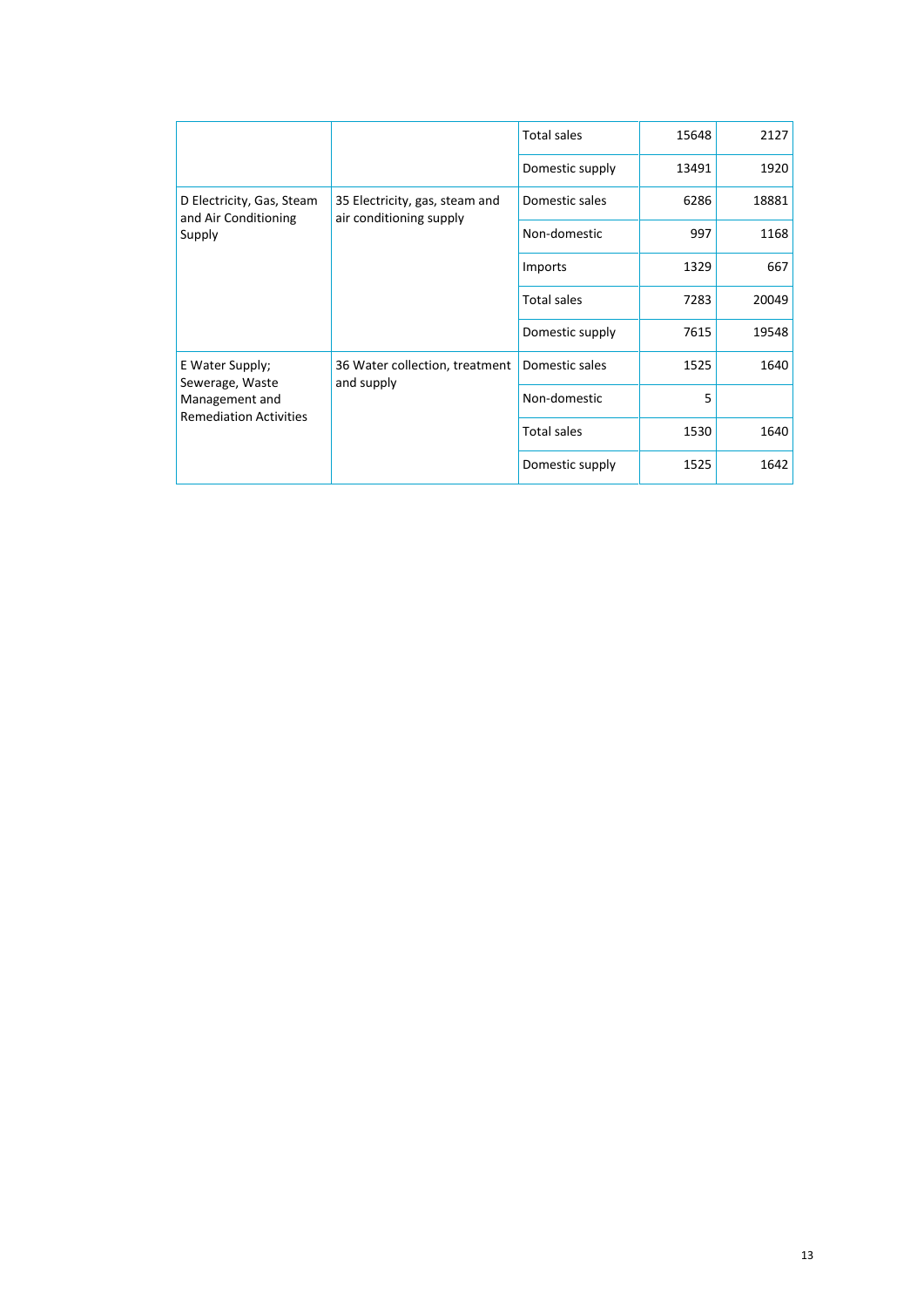| | | | | |
|---|---|---|---|---|
| | | Total sales | 15648 | 2127 |
| | | Domestic supply | 13491 | 1920 |
| D Electricity, Gas, Steam and Air Conditioning Supply | 35 Electricity, gas, steam and air conditioning supply | Domestic sales | 6286 | 18881 |
| | | Non-domestic | 997 | 1168 |
| | | Imports | 1329 | 667 |
| | | Total sales | 7283 | 20049 |
| | | Domestic supply | 7615 | 19548 |
| E Water Supply; Sewerage, Waste Management and Remediation Activities | 36 Water collection, treatment and supply | Domestic sales | 1525 | 1640 |
| | | Non-domestic | 5 | |
| | | Total sales | 1530 | 1640 |
| | | Domestic supply | 1525 | 1642 |